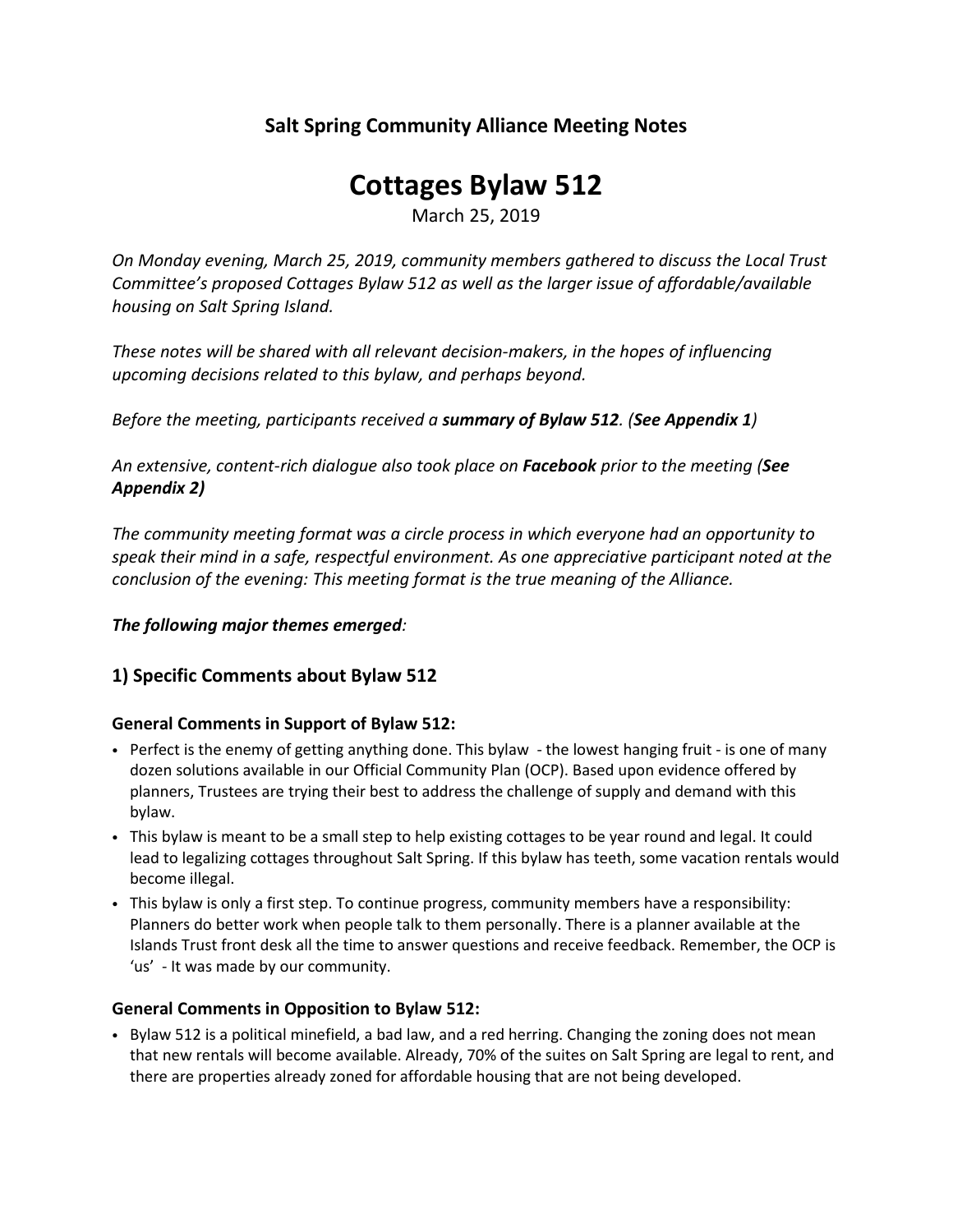### Salt Spring Community Alliance Meeting Notes

# Cottages Bylaw 512

March 25, 2019

*On Monday evening, March 25, 2019, community members gathered to discuss the Local Trust Committee's proposed Cottages Bylaw 512 as well as the larger issue of affordable/available housing on Salt Spring Island.*

*These notes will be shared with all relevant decision-makers, in the hopes of influencing upcoming decisions related to this bylaw, and perhaps beyond.*

*Before the meeting, participants received a **summary of Bylaw 512**. (**See Appendix 1**)*

*An extensive, content-rich dialogue also took place on **Facebook** prior to the meeting (**See Appendix 2)***

*The community meeting format was a circle process in which everyone had an opportunity to speak their mind in a safe, respectful environment. As one appreciative participant noted at the conclusion of the evening: This meeting format is the true meaning of the Alliance.*

***The following major themes emerged**:*

## 1) Specific Comments about Bylaw 512

### General Comments in Support of Bylaw 512:

- Perfect is the enemy of getting anything done. This bylaw - the lowest hanging fruit - is one of many dozen solutions available in our Official Community Plan (OCP). Based upon evidence offered by planners, Trustees are trying their best to address the challenge of supply and demand with this bylaw.
- This bylaw is meant to be a small step to help existing cottages to be year round and legal. It could lead to legalizing cottages throughout Salt Spring. If this bylaw has teeth, some vacation rentals would become illegal.
- This bylaw is only a first step. To continue progress, community members have a responsibility: Planners do better work when people talk to them personally. There is a planner available at the Islands Trust front desk all the time to answer questions and receive feedback. Remember, the OCP is 'us' - It was made by our community.

### General Comments in Opposition to Bylaw 512:

- Bylaw 512 is a political minefield, a bad law, and a red herring. Changing the zoning does not mean that new rentals will become available. Already, 70% of the suites on Salt Spring are legal to rent, and there are properties already zoned for affordable housing that are not being developed.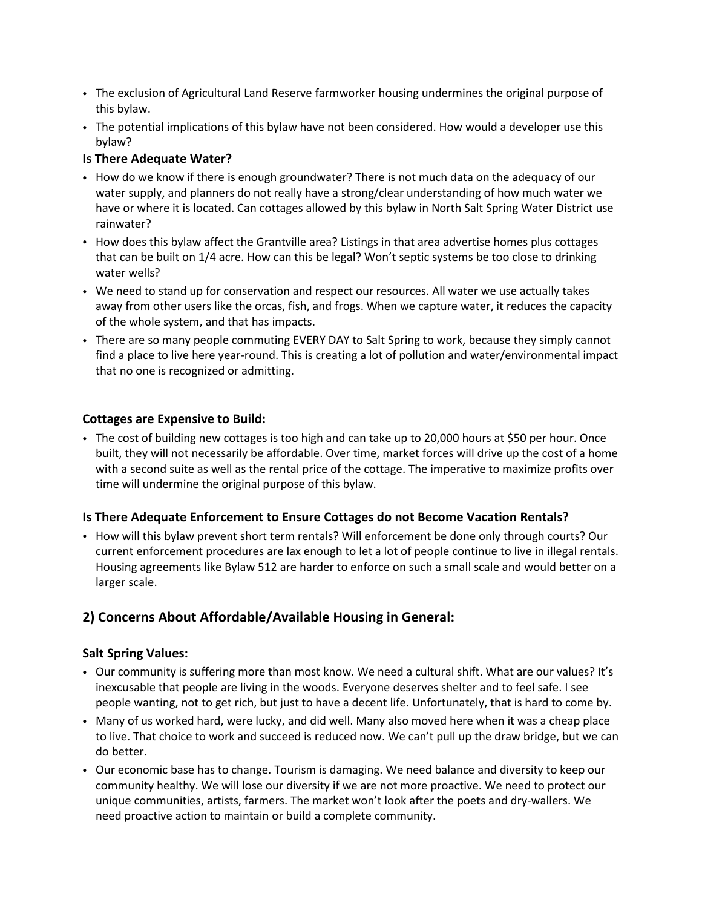- The exclusion of Agricultural Land Reserve farmworker housing undermines the original purpose of this bylaw.
- The potential implications of this bylaw have not been considered. How would a developer use this bylaw?

### Is There Adequate Water?

- How do we know if there is enough groundwater? There is not much data on the adequacy of our water supply, and planners do not really have a strong/clear understanding of how much water we have or where it is located. Can cottages allowed by this bylaw in North Salt Spring Water District use rainwater?
- How does this bylaw affect the Grantville area? Listings in that area advertise homes plus cottages that can be built on 1/4 acre. How can this be legal? Won't septic systems be too close to drinking water wells?
- We need to stand up for conservation and respect our resources. All water we use actually takes away from other users like the orcas, fish, and frogs. When we capture water, it reduces the capacity of the whole system, and that has impacts.
- There are so many people commuting EVERY DAY to Salt Spring to work, because they simply cannot find a place to live here year-round. This is creating a lot of pollution and water/environmental impact that no one is recognized or admitting.

### Cottages are Expensive to Build:

- The cost of building new cottages is too high and can take up to 20,000 hours at $50 per hour. Once built, they will not necessarily be affordable. Over time, market forces will drive up the cost of a home with a second suite as well as the rental price of the cottage. The imperative to maximize profits over time will undermine the original purpose of this bylaw.

### Is There Adequate Enforcement to Ensure Cottages do not Become Vacation Rentals?

- How will this bylaw prevent short term rentals? Will enforcement be done only through courts? Our current enforcement procedures are lax enough to let a lot of people continue to live in illegal rentals. Housing agreements like Bylaw 512 are harder to enforce on such a small scale and would better on a larger scale.

## 2) Concerns About Affordable/Available Housing in General:

### Salt Spring Values:

- Our community is suffering more than most know. We need a cultural shift. What are our values? It's inexcusable that people are living in the woods. Everyone deserves shelter and to feel safe. I see people wanting, not to get rich, but just to have a decent life. Unfortunately, that is hard to come by.
- Many of us worked hard, were lucky, and did well. Many also moved here when it was a cheap place to live. That choice to work and succeed is reduced now. We can't pull up the draw bridge, but we can do better.
- Our economic base has to change. Tourism is damaging. We need balance and diversity to keep our community healthy. We will lose our diversity if we are not more proactive. We need to protect our unique communities, artists, farmers. The market won't look after the poets and dry-wallers. We need proactive action to maintain or build a complete community.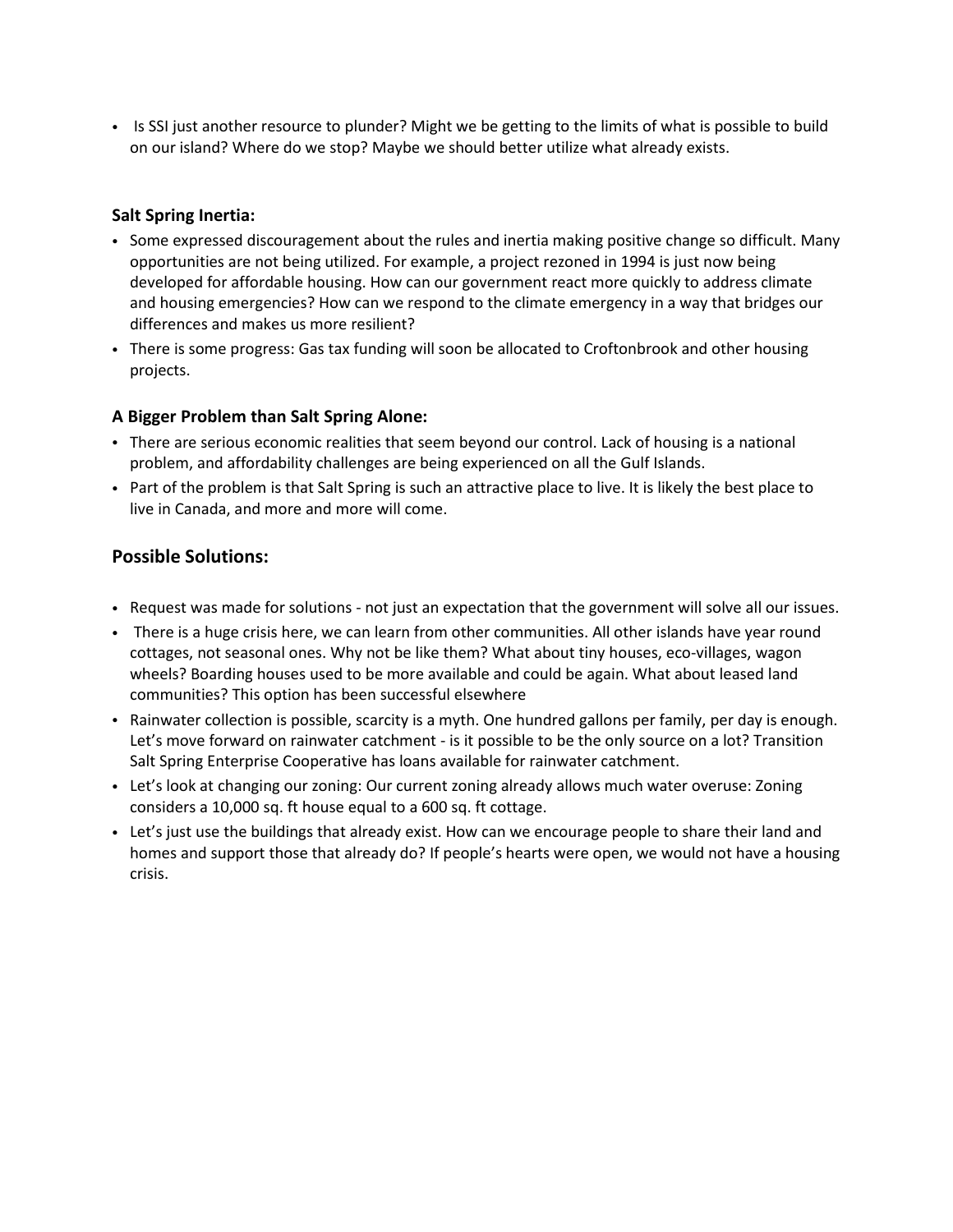- Is SSI just another resource to plunder? Might we be getting to the limits of what is possible to build on our island? Where do we stop? Maybe we should better utilize what already exists.

### Salt Spring Inertia:

- Some expressed discouragement about the rules and inertia making positive change so difficult. Many opportunities are not being utilized. For example, a project rezoned in 1994 is just now being developed for affordable housing. How can our government react more quickly to address climate and housing emergencies? How can we respond to the climate emergency in a way that bridges our differences and makes us more resilient?
- There is some progress: Gas tax funding will soon be allocated to Croftonbrook and other housing projects.

### A Bigger Problem than Salt Spring Alone:

- There are serious economic realities that seem beyond our control. Lack of housing is a national problem, and affordability challenges are being experienced on all the Gulf Islands.
- Part of the problem is that Salt Spring is such an attractive place to live. It is likely the best place to live in Canada, and more and more will come.

## Possible Solutions:

- Request was made for solutions - not just an expectation that the government will solve all our issues.
- There is a huge crisis here, we can learn from other communities. All other islands have year round cottages, not seasonal ones. Why not be like them? What about tiny houses, eco-villages, wagon wheels? Boarding houses used to be more available and could be again. What about leased land communities? This option has been successful elsewhere
- Rainwater collection is possible, scarcity is a myth. One hundred gallons per family, per day is enough. Let's move forward on rainwater catchment - is it possible to be the only source on a lot? Transition Salt Spring Enterprise Cooperative has loans available for rainwater catchment.
- Let's look at changing our zoning: Our current zoning already allows much water overuse: Zoning considers a 10,000 sq. ft house equal to a 600 sq. ft cottage.
- Let's just use the buildings that already exist. How can we encourage people to share their land and homes and support those that already do? If people's hearts were open, we would not have a housing crisis.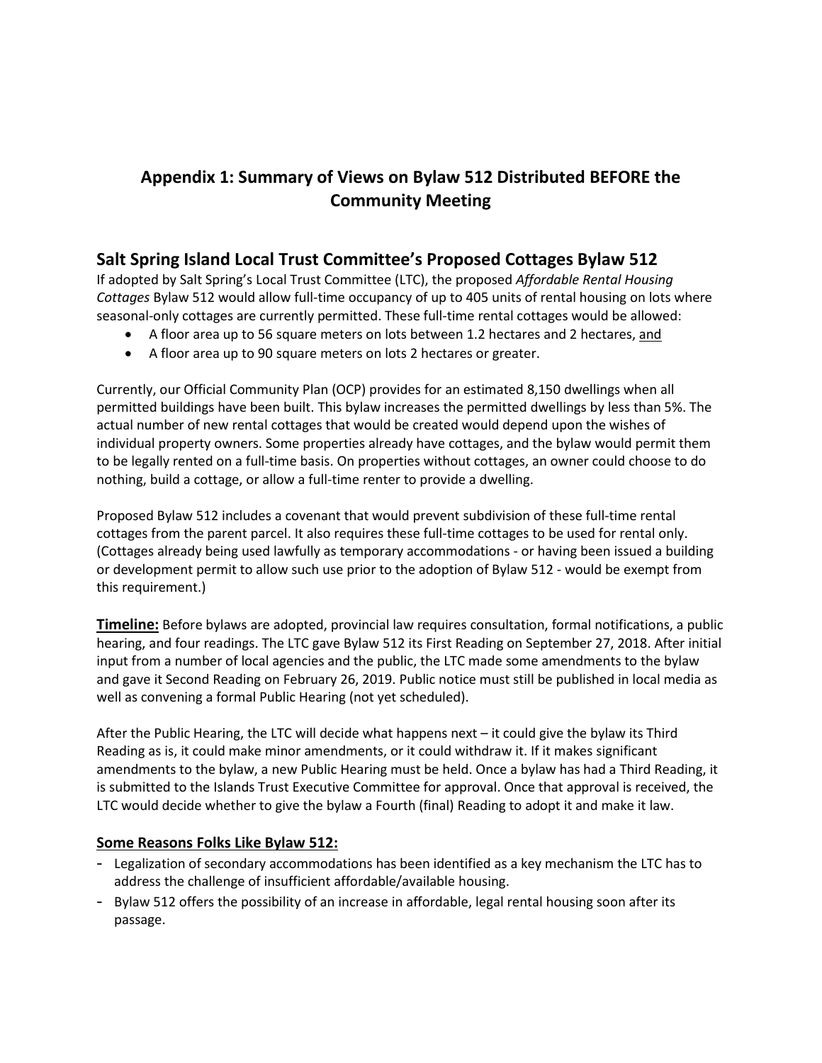# Appendix 1: Summary of Views on Bylaw 512 Distributed BEFORE the Community Meeting

## Salt Spring Island Local Trust Committee's Proposed Cottages Bylaw 512

If adopted by Salt Spring's Local Trust Committee (LTC), the proposed *Affordable Rental Housing Cottages* Bylaw 512 would allow full-time occupancy of up to 405 units of rental housing on lots where seasonal-only cottages are currently permitted. These full-time rental cottages would be allowed:

- A floor area up to 56 square meters on lots between 1.2 hectares and 2 hectares, <u>and</u>
- A floor area up to 90 square meters on lots 2 hectares or greater.

Currently, our Official Community Plan (OCP) provides for an estimated 8,150 dwellings when all permitted buildings have been built. This bylaw increases the permitted dwellings by less than 5%. The actual number of new rental cottages that would be created would depend upon the wishes of individual property owners. Some properties already have cottages, and the bylaw would permit them to be legally rented on a full-time basis. On properties without cottages, an owner could choose to do nothing, build a cottage, or allow a full-time renter to provide a dwelling.

Proposed Bylaw 512 includes a covenant that would prevent subdivision of these full-time rental cottages from the parent parcel. It also requires these full-time cottages to be used for rental only. (Cottages already being used lawfully as temporary accommodations - or having been issued a building or development permit to allow such use prior to the adoption of Bylaw 512 - would be exempt from this requirement.)

**<u>Timeline:</u>** Before bylaws are adopted, provincial law requires consultation, formal notifications, a public hearing, and four readings. The LTC gave Bylaw 512 its First Reading on September 27, 2018. After initial input from a number of local agencies and the public, the LTC made some amendments to the bylaw and gave it Second Reading on February 26, 2019. Public notice must still be published in local media as well as convening a formal Public Hearing (not yet scheduled).

After the Public Hearing, the LTC will decide what happens next – it could give the bylaw its Third Reading as is, it could make minor amendments, or it could withdraw it. If it makes significant amendments to the bylaw, a new Public Hearing must be held. Once a bylaw has had a Third Reading, it is submitted to the Islands Trust Executive Committee for approval. Once that approval is received, the LTC would decide whether to give the bylaw a Fourth (final) Reading to adopt it and make it law.

### <u>Some Reasons Folks Like Bylaw 512:</u>

- Legalization of secondary accommodations has been identified as a key mechanism the LTC has to address the challenge of insufficient affordable/available housing.
- Bylaw 512 offers the possibility of an increase in affordable, legal rental housing soon after its passage.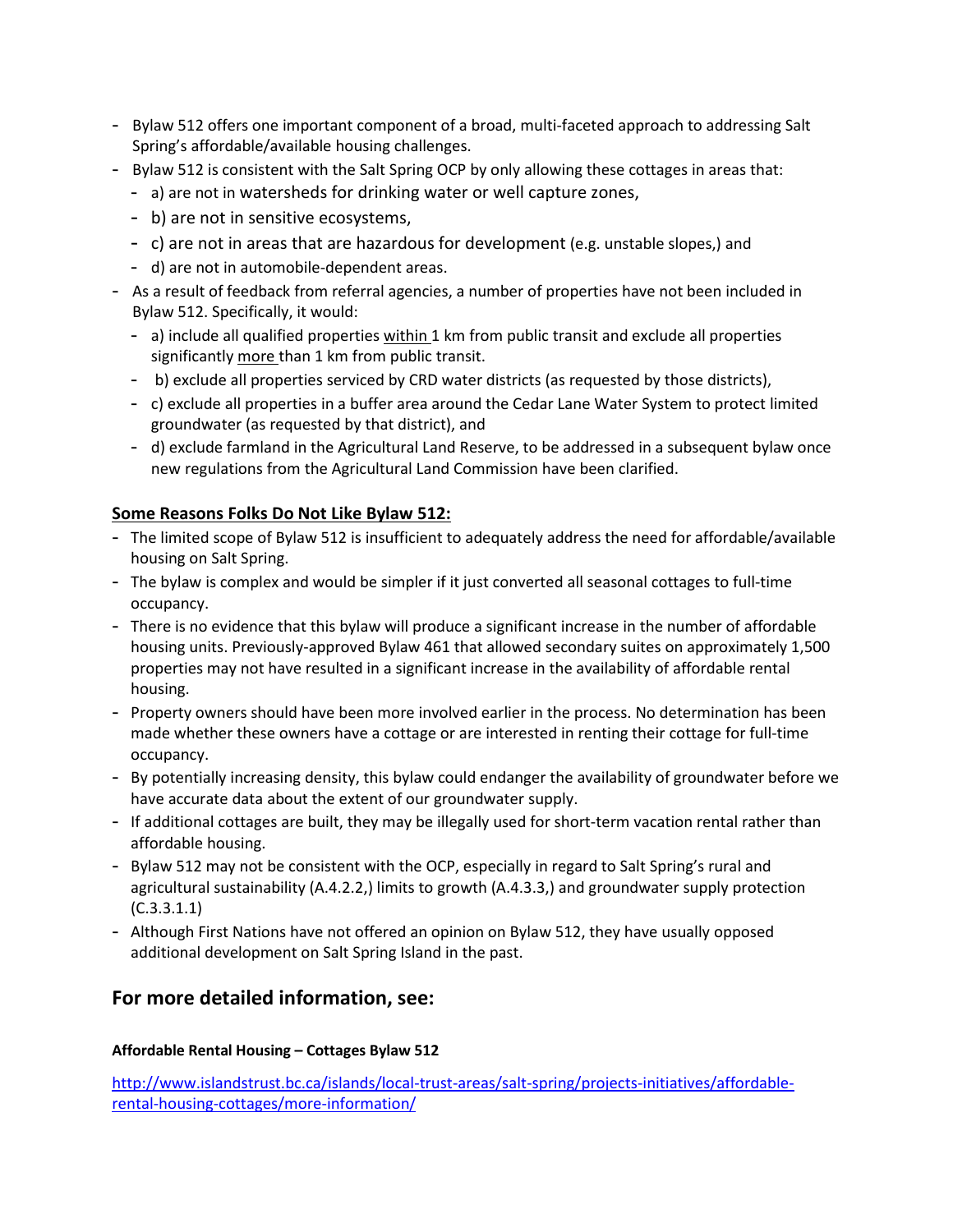- Bylaw 512 offers one important component of a broad, multi-faceted approach to addressing Salt Spring's affordable/available housing challenges.
- Bylaw 512 is consistent with the Salt Spring OCP by only allowing these cottages in areas that:
  - a) are not in watersheds for drinking water or well capture zones,
  - b) are not in sensitive ecosystems,
  - c) are not in areas that are hazardous for development (e.g. unstable slopes,) and
  - d) are not in automobile-dependent areas.
- As a result of feedback from referral agencies, a number of properties have not been included in Bylaw 512. Specifically, it would:
  - a) include all qualified properties <u>within</u> 1 km from public transit and exclude all properties significantly <u>more</u> than 1 km from public transit.
  - b) exclude all properties serviced by CRD water districts (as requested by those districts),
  - c) exclude all properties in a buffer area around the Cedar Lane Water System to protect limited groundwater (as requested by that district), and
  - d) exclude farmland in the Agricultural Land Reserve, to be addressed in a subsequent bylaw once new regulations from the Agricultural Land Commission have been clarified.

**<u>Some Reasons Folks Do Not Like Bylaw 512:</u>**

- The limited scope of Bylaw 512 is insufficient to adequately address the need for affordable/available housing on Salt Spring.
- The bylaw is complex and would be simpler if it just converted all seasonal cottages to full-time occupancy.
- There is no evidence that this bylaw will produce a significant increase in the number of affordable housing units. Previously-approved Bylaw 461 that allowed secondary suites on approximately 1,500 properties may not have resulted in a significant increase in the availability of affordable rental housing.
- Property owners should have been more involved earlier in the process. No determination has been made whether these owners have a cottage or are interested in renting their cottage for full-time occupancy.
- By potentially increasing density, this bylaw could endanger the availability of groundwater before we have accurate data about the extent of our groundwater supply.
- If additional cottages are built, they may be illegally used for short-term vacation rental rather than affordable housing.
- Bylaw 512 may not be consistent with the OCP, especially in regard to Salt Spring's rural and agricultural sustainability (A.4.2.2,) limits to growth (A.4.3.3,) and groundwater supply protection (C.3.3.1.1)
- Although First Nations have not offered an opinion on Bylaw 512, they have usually opposed additional development on Salt Spring Island in the past.

## For more detailed information, see:

**Affordable Rental Housing – Cottages Bylaw 512**

http://www.islandstrust.bc.ca/islands/local-trust-areas/salt-spring/projects-initiatives/affordable-rental-housing-cottages/more-information/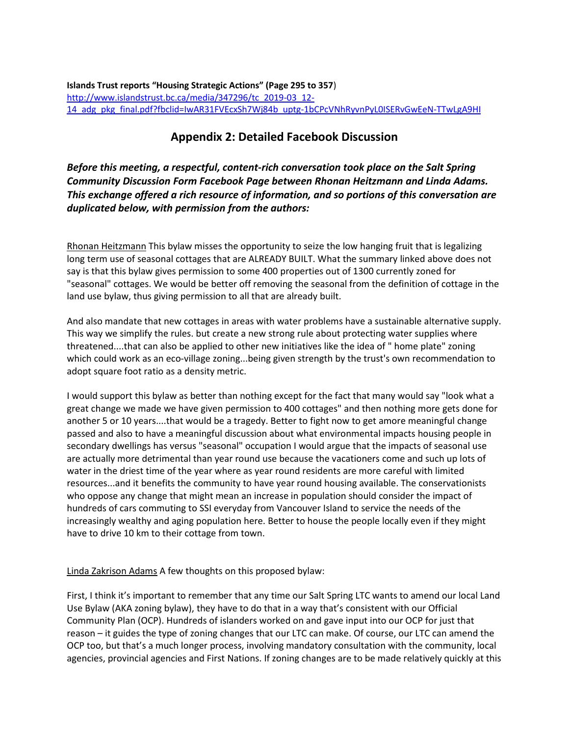**Islands Trust reports "Housing Strategic Actions" (Page 295 to 357**)
http://www.islandstrust.bc.ca/media/347296/tc_2019-03_12-14_adg_pkg_final.pdf?fbclid=IwAR31FVEcxSh7Wj84b_uptg-1bCPcVNhRyvnPyL0ISERvGwEeN-TTwLgA9HI

## Appendix 2: Detailed Facebook Discussion

***Before this meeting, a respectful, content-rich conversation took place on the Salt Spring Community Discussion Form Facebook Page between Rhonan Heitzmann and Linda Adams. This exchange offered a rich resource of information, and so portions of this conversation are duplicated below, with permission from the authors:***

Rhonan Heitzmann This bylaw misses the opportunity to seize the low hanging fruit that is legalizing long term use of seasonal cottages that are ALREADY BUILT. What the summary linked above does not say is that this bylaw gives permission to some 400 properties out of 1300 currently zoned for "seasonal" cottages. We would be better off removing the seasonal from the definition of cottage in the land use bylaw, thus giving permission to all that are already built.

And also mandate that new cottages in areas with water problems have a sustainable alternative supply. This way we simplify the rules. but create a new strong rule about protecting water supplies where threatened....that can also be applied to other new initiatives like the idea of " home plate" zoning which could work as an eco-village zoning...being given strength by the trust's own recommendation to adopt square foot ratio as a density metric.

I would support this bylaw as better than nothing except for the fact that many would say "look what a great change we made we have given permission to 400 cottages" and then nothing more gets done for another 5 or 10 years....that would be a tragedy. Better to fight now to get amore meaningful change passed and also to have a meaningful discussion about what environmental impacts housing people in secondary dwellings has versus "seasonal" occupation I would argue that the impacts of seasonal use are actually more detrimental than year round use because the vacationers come and such up lots of water in the driest time of the year where as year round residents are more careful with limited resources...and it benefits the community to have year round housing available. The conservationists who oppose any change that might mean an increase in population should consider the impact of hundreds of cars commuting to SSI everyday from Vancouver Island to service the needs of the increasingly wealthy and aging population here. Better to house the people locally even if they might have to drive 10 km to their cottage from town.

Linda Zakrison Adams A few thoughts on this proposed bylaw:

First, I think it's important to remember that any time our Salt Spring LTC wants to amend our local Land Use Bylaw (AKA zoning bylaw), they have to do that in a way that's consistent with our Official Community Plan (OCP). Hundreds of islanders worked on and gave input into our OCP for just that reason – it guides the type of zoning changes that our LTC can make. Of course, our LTC can amend the OCP too, but that's a much longer process, involving mandatory consultation with the community, local agencies, provincial agencies and First Nations. If zoning changes are to be made relatively quickly at this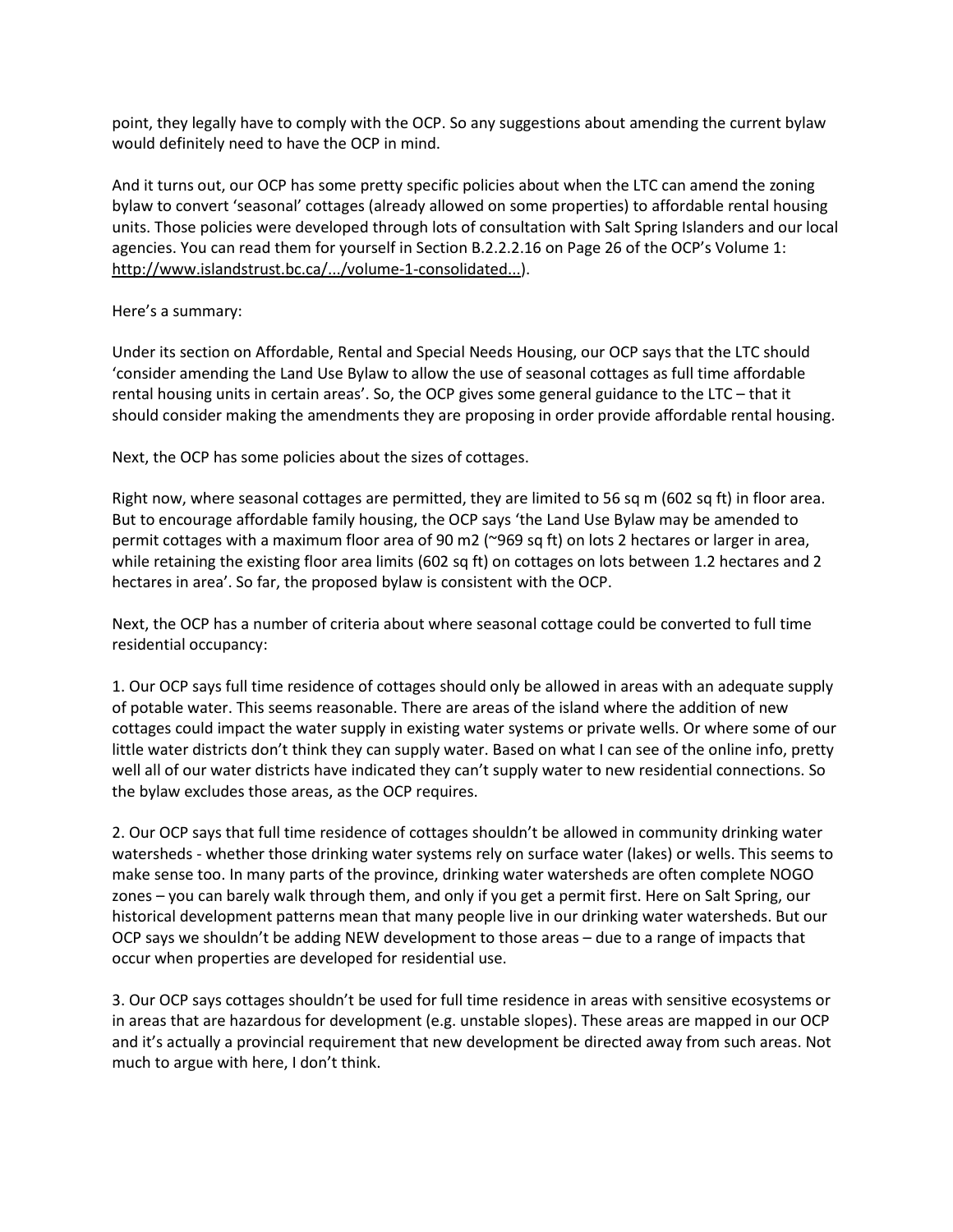point, they legally have to comply with the OCP. So any suggestions about amending the current bylaw would definitely need to have the OCP in mind.

And it turns out, our OCP has some pretty specific policies about when the LTC can amend the zoning bylaw to convert 'seasonal' cottages (already allowed on some properties) to affordable rental housing units. Those policies were developed through lots of consultation with Salt Spring Islanders and our local agencies. You can read them for yourself in Section B.2.2.2.16 on Page 26 of the OCP's Volume 1: http://www.islandstrust.bc.ca/.../volume-1-consolidated...).

Here's a summary:

Under its section on Affordable, Rental and Special Needs Housing, our OCP says that the LTC should 'consider amending the Land Use Bylaw to allow the use of seasonal cottages as full time affordable rental housing units in certain areas'. So, the OCP gives some general guidance to the LTC – that it should consider making the amendments they are proposing in order provide affordable rental housing.

Next, the OCP has some policies about the sizes of cottages.

Right now, where seasonal cottages are permitted, they are limited to 56 sq m (602 sq ft) in floor area. But to encourage affordable family housing, the OCP says 'the Land Use Bylaw may be amended to permit cottages with a maximum floor area of 90 m2 (~969 sq ft) on lots 2 hectares or larger in area, while retaining the existing floor area limits (602 sq ft) on cottages on lots between 1.2 hectares and 2 hectares in area'. So far, the proposed bylaw is consistent with the OCP.

Next, the OCP has a number of criteria about where seasonal cottage could be converted to full time residential occupancy:

1. Our OCP says full time residence of cottages should only be allowed in areas with an adequate supply of potable water. This seems reasonable. There are areas of the island where the addition of new cottages could impact the water supply in existing water systems or private wells. Or where some of our little water districts don't think they can supply water. Based on what I can see of the online info, pretty well all of our water districts have indicated they can't supply water to new residential connections. So the bylaw excludes those areas, as the OCP requires.

2. Our OCP says that full time residence of cottages shouldn't be allowed in community drinking water watersheds - whether those drinking water systems rely on surface water (lakes) or wells. This seems to make sense too. In many parts of the province, drinking water watersheds are often complete NOGO zones – you can barely walk through them, and only if you get a permit first. Here on Salt Spring, our historical development patterns mean that many people live in our drinking water watersheds. But our OCP says we shouldn't be adding NEW development to those areas – due to a range of impacts that occur when properties are developed for residential use.

3. Our OCP says cottages shouldn't be used for full time residence in areas with sensitive ecosystems or in areas that are hazardous for development (e.g. unstable slopes). These areas are mapped in our OCP and it's actually a provincial requirement that new development be directed away from such areas. Not much to argue with here, I don't think.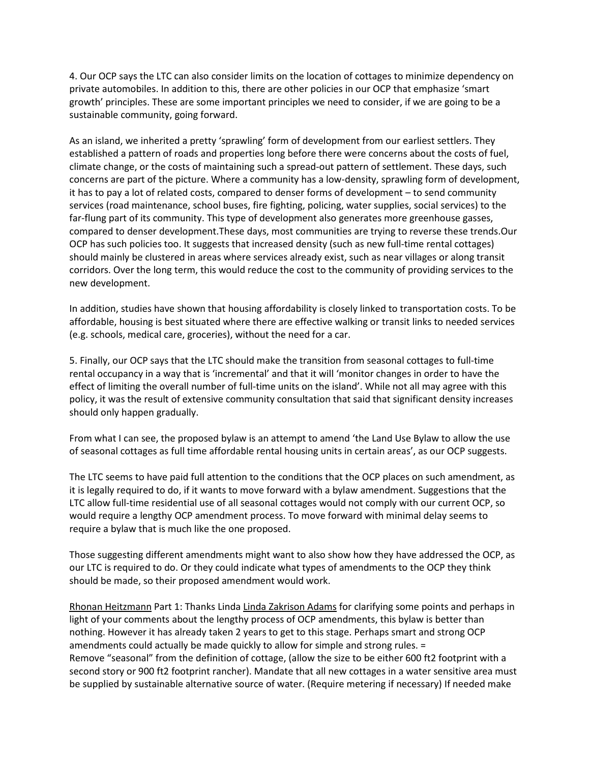4. Our OCP says the LTC can also consider limits on the location of cottages to minimize dependency on private automobiles. In addition to this, there are other policies in our OCP that emphasize 'smart growth' principles. These are some important principles we need to consider, if we are going to be a sustainable community, going forward.

As an island, we inherited a pretty 'sprawling' form of development from our earliest settlers. They established a pattern of roads and properties long before there were concerns about the costs of fuel, climate change, or the costs of maintaining such a spread-out pattern of settlement. These days, such concerns are part of the picture. Where a community has a low-density, sprawling form of development, it has to pay a lot of related costs, compared to denser forms of development – to send community services (road maintenance, school buses, fire fighting, policing, water supplies, social services) to the far-flung part of its community. This type of development also generates more greenhouse gasses, compared to denser development.These days, most communities are trying to reverse these trends.Our OCP has such policies too. It suggests that increased density (such as new full-time rental cottages) should mainly be clustered in areas where services already exist, such as near villages or along transit corridors. Over the long term, this would reduce the cost to the community of providing services to the new development.

In addition, studies have shown that housing affordability is closely linked to transportation costs. To be affordable, housing is best situated where there are effective walking or transit links to needed services (e.g. schools, medical care, groceries), without the need for a car.

5. Finally, our OCP says that the LTC should make the transition from seasonal cottages to full-time rental occupancy in a way that is 'incremental' and that it will 'monitor changes in order to have the effect of limiting the overall number of full-time units on the island'. While not all may agree with this policy, it was the result of extensive community consultation that said that significant density increases should only happen gradually.

From what I can see, the proposed bylaw is an attempt to amend 'the Land Use Bylaw to allow the use of seasonal cottages as full time affordable rental housing units in certain areas', as our OCP suggests.

The LTC seems to have paid full attention to the conditions that the OCP places on such amendment, as it is legally required to do, if it wants to move forward with a bylaw amendment. Suggestions that the LTC allow full-time residential use of all seasonal cottages would not comply with our current OCP, so would require a lengthy OCP amendment process. To move forward with minimal delay seems to require a bylaw that is much like the one proposed.

Those suggesting different amendments might want to also show how they have addressed the OCP, as our LTC is required to do. Or they could indicate what types of amendments to the OCP they think should be made, so their proposed amendment would work.

Rhonan Heitzmann Part 1: Thanks Linda Linda Zakrison Adams for clarifying some points and perhaps in light of your comments about the lengthy process of OCP amendments, this bylaw is better than nothing. However it has already taken 2 years to get to this stage. Perhaps smart and strong OCP amendments could actually be made quickly to allow for simple and strong rules. =
Remove "seasonal" from the definition of cottage, (allow the size to be either 600 ft2 footprint with a second story or 900 ft2 footprint rancher). Mandate that all new cottages in a water sensitive area must be supplied by sustainable alternative source of water. (Require metering if necessary) If needed make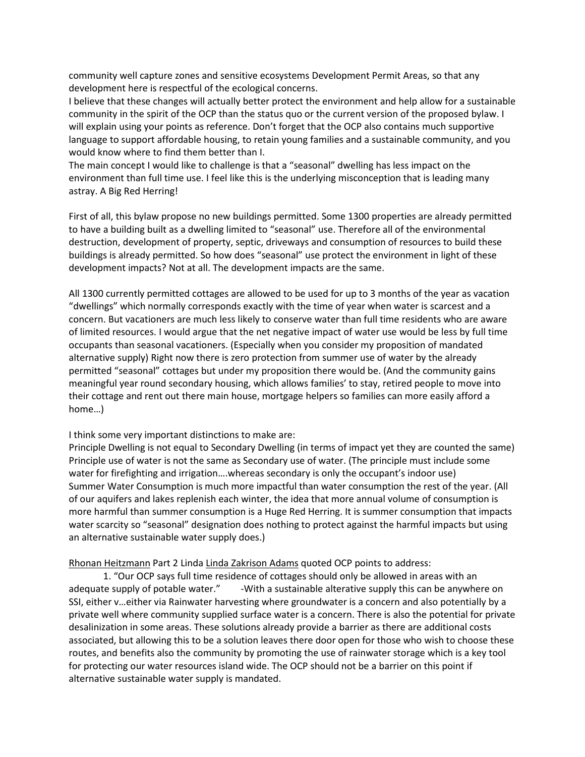community well capture zones and sensitive ecosystems Development Permit Areas, so that any development here is respectful of the ecological concerns.
I believe that these changes will actually better protect the environment and help allow for a sustainable community in the spirit of the OCP than the status quo or the current version of the proposed bylaw. I will explain using your points as reference. Don't forget that the OCP also contains much supportive language to support affordable housing, to retain young families and a sustainable community, and you would know where to find them better than I.
The main concept I would like to challenge is that a "seasonal" dwelling has less impact on the environment than full time use. I feel like this is the underlying misconception that is leading many astray. A Big Red Herring!

First of all, this bylaw propose no new buildings permitted. Some 1300 properties are already permitted to have a building built as a dwelling limited to "seasonal" use. Therefore all of the environmental destruction, development of property, septic, driveways and consumption of resources to build these buildings is already permitted. So how does "seasonal" use protect the environment in light of these development impacts? Not at all. The development impacts are the same.

All 1300 currently permitted cottages are allowed to be used for up to 3 months of the year as vacation "dwellings" which normally corresponds exactly with the time of year when water is scarcest and a concern. But vacationers are much less likely to conserve water than full time residents who are aware of limited resources. I would argue that the net negative impact of water use would be less by full time occupants than seasonal vacationers. (Especially when you consider my proposition of mandated alternative supply) Right now there is zero protection from summer use of water by the already permitted "seasonal" cottages but under my proposition there would be. (And the community gains meaningful year round secondary housing, which allows families' to stay, retired people to move into their cottage and rent out there main house, mortgage helpers so families can more easily afford a home…)

I think some very important distinctions to make are:
Principle Dwelling is not equal to Secondary Dwelling (in terms of impact yet they are counted the same)
Principle use of water is not the same as Secondary use of water. (The principle must include some water for firefighting and irrigation….whereas secondary is only the occupant's indoor use)
Summer Water Consumption is much more impactful than water consumption the rest of the year. (All of our aquifers and lakes replenish each winter, the idea that more annual volume of consumption is more harmful than summer consumption is a Huge Red Herring. It is summer consumption that impacts water scarcity so "seasonal" designation does nothing to protect against the harmful impacts but using an alternative sustainable water supply does.)

<u>Rhonan Heitzmann</u> Part 2 Linda <u>Linda Zakrison Adams</u> quoted OCP points to address:

1. "Our OCP says full time residence of cottages should only be allowed in areas with an adequate supply of potable water." -With a sustainable alterative supply this can be anywhere on SSI, either v…either via Rainwater harvesting where groundwater is a concern and also potentially by a private well where community supplied surface water is a concern. There is also the potential for private desalinization in some areas. These solutions already provide a barrier as there are additional costs associated, but allowing this to be a solution leaves there door open for those who wish to choose these routes, and benefits also the community by promoting the use of rainwater storage which is a key tool for protecting our water resources island wide. The OCP should not be a barrier on this point if alternative sustainable water supply is mandated.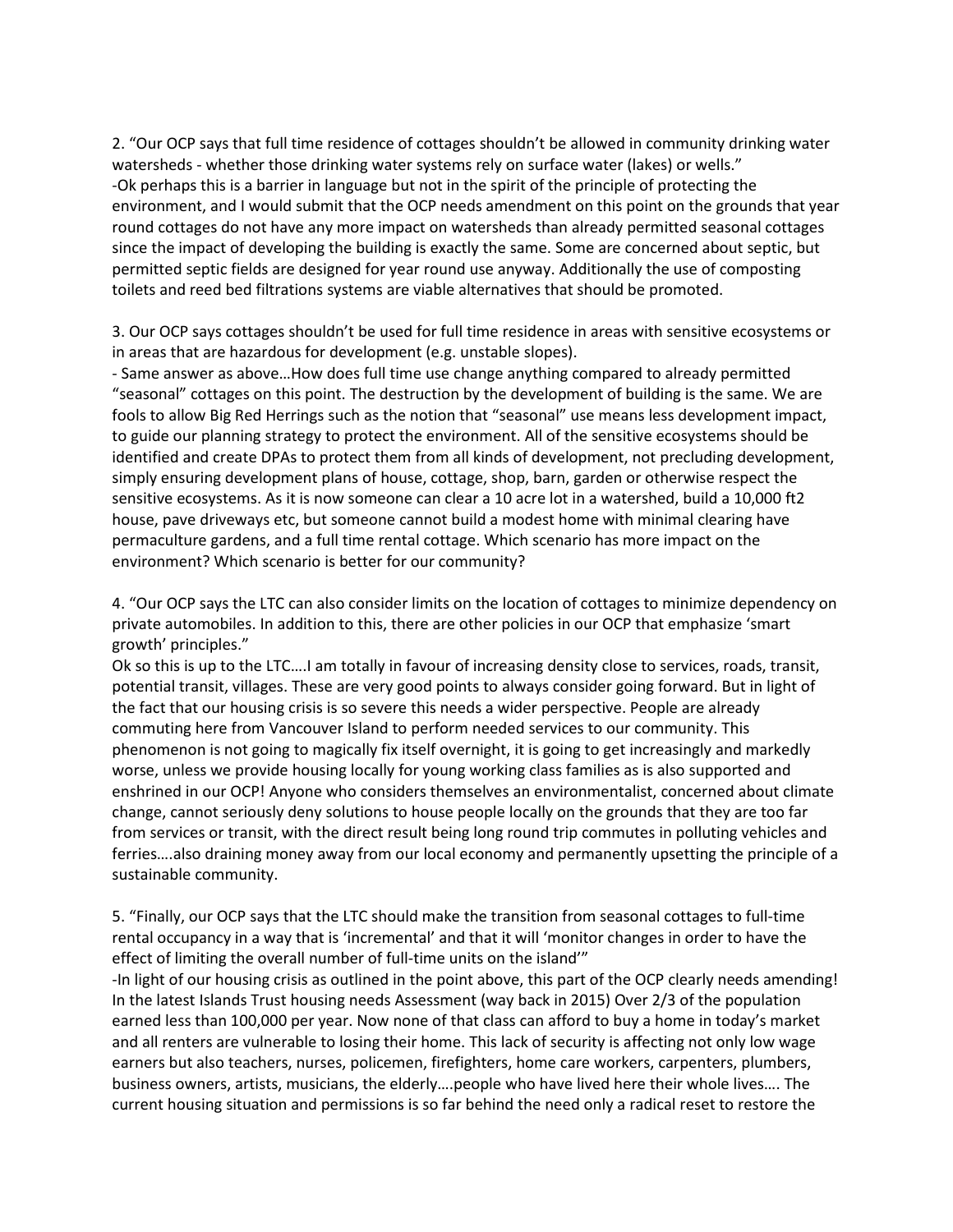2. "Our OCP says that full time residence of cottages shouldn't be allowed in community drinking water watersheds - whether those drinking water systems rely on surface water (lakes) or wells."

-Ok perhaps this is a barrier in language but not in the spirit of the principle of protecting the environment, and I would submit that the OCP needs amendment on this point on the grounds that year round cottages do not have any more impact on watersheds than already permitted seasonal cottages since the impact of developing the building is exactly the same. Some are concerned about septic, but permitted septic fields are designed for year round use anyway. Additionally the use of composting toilets and reed bed filtrations systems are viable alternatives that should be promoted.

3. Our OCP says cottages shouldn't be used for full time residence in areas with sensitive ecosystems or in areas that are hazardous for development (e.g. unstable slopes).

- Same answer as above…How does full time use change anything compared to already permitted "seasonal" cottages on this point. The destruction by the development of building is the same. We are fools to allow Big Red Herrings such as the notion that "seasonal" use means less development impact, to guide our planning strategy to protect the environment. All of the sensitive ecosystems should be identified and create DPAs to protect them from all kinds of development, not precluding development, simply ensuring development plans of house, cottage, shop, barn, garden or otherwise respect the sensitive ecosystems. As it is now someone can clear a 10 acre lot in a watershed, build a 10,000 ft2 house, pave driveways etc, but someone cannot build a modest home with minimal clearing have permaculture gardens, and a full time rental cottage. Which scenario has more impact on the environment? Which scenario is better for our community?

4. "Our OCP says the LTC can also consider limits on the location of cottages to minimize dependency on private automobiles. In addition to this, there are other policies in our OCP that emphasize 'smart growth' principles."

Ok so this is up to the LTC….I am totally in favour of increasing density close to services, roads, transit, potential transit, villages. These are very good points to always consider going forward. But in light of the fact that our housing crisis is so severe this needs a wider perspective. People are already commuting here from Vancouver Island to perform needed services to our community. This phenomenon is not going to magically fix itself overnight, it is going to get increasingly and markedly worse, unless we provide housing locally for young working class families as is also supported and enshrined in our OCP! Anyone who considers themselves an environmentalist, concerned about climate change, cannot seriously deny solutions to house people locally on the grounds that they are too far from services or transit, with the direct result being long round trip commutes in polluting vehicles and ferries….also draining money away from our local economy and permanently upsetting the principle of a sustainable community.

5. "Finally, our OCP says that the LTC should make the transition from seasonal cottages to full-time rental occupancy in a way that is 'incremental' and that it will 'monitor changes in order to have the effect of limiting the overall number of full-time units on the island'"

-In light of our housing crisis as outlined in the point above, this part of the OCP clearly needs amending! In the latest Islands Trust housing needs Assessment (way back in 2015) Over 2/3 of the population earned less than 100,000 per year. Now none of that class can afford to buy a home in today's market and all renters are vulnerable to losing their home. This lack of security is affecting not only low wage earners but also teachers, nurses, policemen, firefighters, home care workers, carpenters, plumbers, business owners, artists, musicians, the elderly….people who have lived here their whole lives…. The current housing situation and permissions is so far behind the need only a radical reset to restore the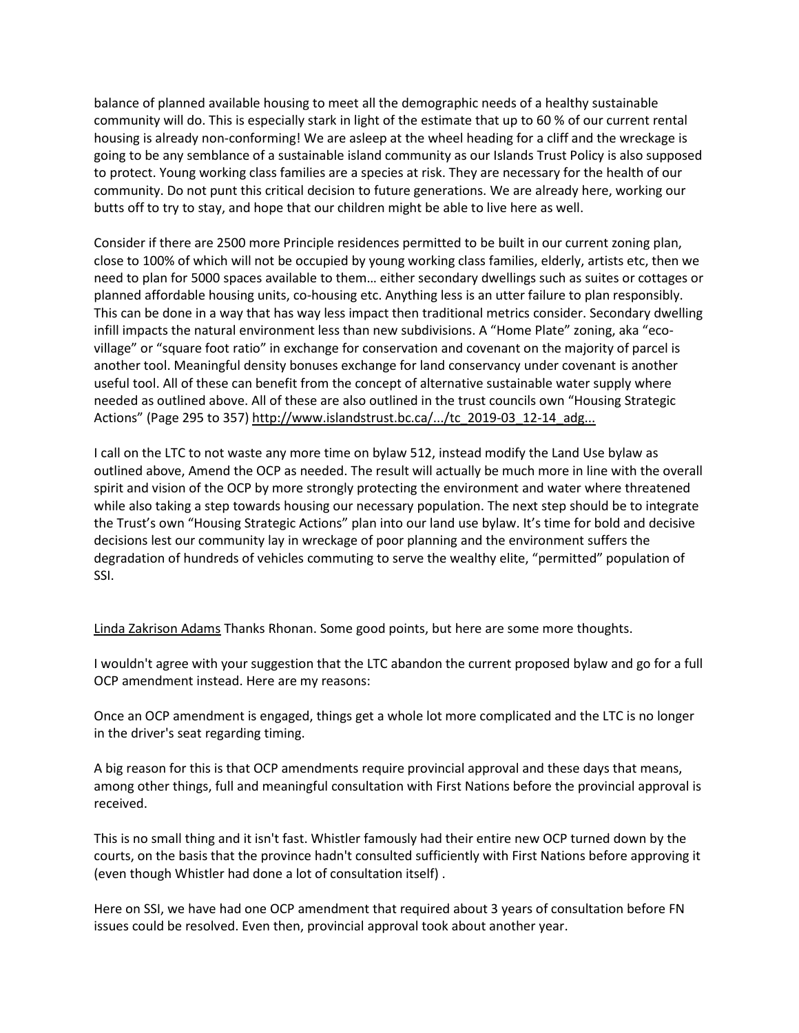balance of planned available housing to meet all the demographic needs of a healthy sustainable community will do. This is especially stark in light of the estimate that up to 60 % of our current rental housing is already non-conforming! We are asleep at the wheel heading for a cliff and the wreckage is going to be any semblance of a sustainable island community as our Islands Trust Policy is also supposed to protect. Young working class families are a species at risk. They are necessary for the health of our community. Do not punt this critical decision to future generations. We are already here, working our butts off to try to stay, and hope that our children might be able to live here as well.

Consider if there are 2500 more Principle residences permitted to be built in our current zoning plan, close to 100% of which will not be occupied by young working class families, elderly, artists etc, then we need to plan for 5000 spaces available to them… either secondary dwellings such as suites or cottages or planned affordable housing units, co-housing etc. Anything less is an utter failure to plan responsibly. This can be done in a way that has way less impact then traditional metrics consider. Secondary dwelling infill impacts the natural environment less than new subdivisions. A "Home Plate" zoning, aka "eco-village" or "square foot ratio" in exchange for conservation and covenant on the majority of parcel is another tool. Meaningful density bonuses exchange for land conservancy under covenant is another useful tool. All of these can benefit from the concept of alternative sustainable water supply where needed as outlined above. All of these are also outlined in the trust councils own "Housing Strategic Actions" (Page 295 to 357) http://www.islandstrust.bc.ca/.../tc_2019-03_12-14_adg...

I call on the LTC to not waste any more time on bylaw 512, instead modify the Land Use bylaw as outlined above, Amend the OCP as needed. The result will actually be much more in line with the overall spirit and vision of the OCP by more strongly protecting the environment and water where threatened while also taking a step towards housing our necessary population. The next step should be to integrate the Trust's own "Housing Strategic Actions" plan into our land use bylaw. It's time for bold and decisive decisions lest our community lay in wreckage of poor planning and the environment suffers the degradation of hundreds of vehicles commuting to serve the wealthy elite, "permitted" population of SSI.

Linda Zakrison Adams Thanks Rhonan. Some good points, but here are some more thoughts.

I wouldn't agree with your suggestion that the LTC abandon the current proposed bylaw and go for a full OCP amendment instead. Here are my reasons:

Once an OCP amendment is engaged, things get a whole lot more complicated and the LTC is no longer in the driver's seat regarding timing.

A big reason for this is that OCP amendments require provincial approval and these days that means, among other things, full and meaningful consultation with First Nations before the provincial approval is received.

This is no small thing and it isn't fast. Whistler famously had their entire new OCP turned down by the courts, on the basis that the province hadn't consulted sufficiently with First Nations before approving it (even though Whistler had done a lot of consultation itself) .

Here on SSI, we have had one OCP amendment that required about 3 years of consultation before FN issues could be resolved. Even then, provincial approval took about another year.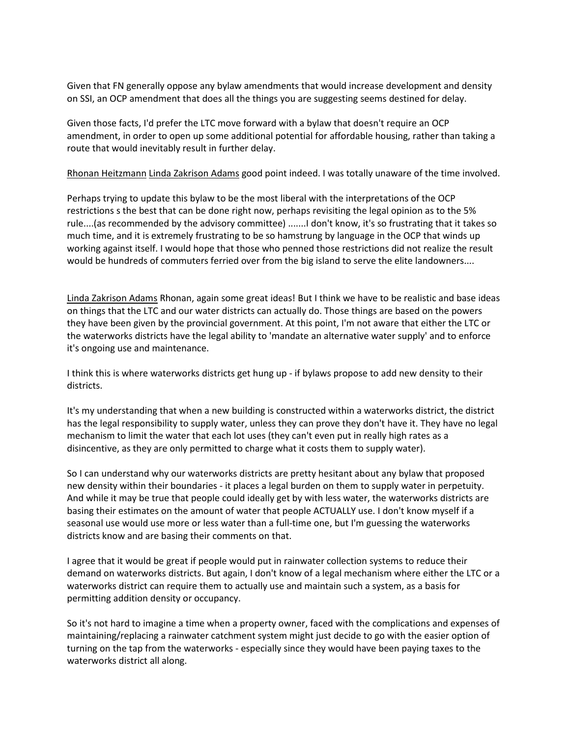Given that FN generally oppose any bylaw amendments that would increase development and density on SSI, an OCP amendment that does all the things you are suggesting seems destined for delay.

Given those facts, I'd prefer the LTC move forward with a bylaw that doesn't require an OCP amendment, in order to open up some additional potential for affordable housing, rather than taking a route that would inevitably result in further delay.

<u>Rhonan Heitzmann</u> <u>Linda Zakrison Adams</u> good point indeed. I was totally unaware of the time involved.

Perhaps trying to update this bylaw to be the most liberal with the interpretations of the OCP restrictions s the best that can be done right now, perhaps revisiting the legal opinion as to the 5% rule....(as recommended by the advisory committee) .......I don't know, it's so frustrating that it takes so much time, and it is extremely frustrating to be so hamstrung by language in the OCP that winds up working against itself. I would hope that those who penned those restrictions did not realize the result would be hundreds of commuters ferried over from the big island to serve the elite landowners....

<u>Linda Zakrison Adams</u> Rhonan, again some great ideas! But I think we have to be realistic and base ideas on things that the LTC and our water districts can actually do. Those things are based on the powers they have been given by the provincial government. At this point, I'm not aware that either the LTC or the waterworks districts have the legal ability to 'mandate an alternative water supply' and to enforce it's ongoing use and maintenance.

I think this is where waterworks districts get hung up - if bylaws propose to add new density to their districts.

It's my understanding that when a new building is constructed within a waterworks district, the district has the legal responsibility to supply water, unless they can prove they don't have it. They have no legal mechanism to limit the water that each lot uses (they can't even put in really high rates as a disincentive, as they are only permitted to charge what it costs them to supply water).

So I can understand why our waterworks districts are pretty hesitant about any bylaw that proposed new density within their boundaries - it places a legal burden on them to supply water in perpetuity. And while it may be true that people could ideally get by with less water, the waterworks districts are basing their estimates on the amount of water that people ACTUALLY use. I don't know myself if a seasonal use would use more or less water than a full-time one, but I'm guessing the waterworks districts know and are basing their comments on that.

I agree that it would be great if people would put in rainwater collection systems to reduce their demand on waterworks districts. But again, I don't know of a legal mechanism where either the LTC or a waterworks district can require them to actually use and maintain such a system, as a basis for permitting addition density or occupancy.

So it's not hard to imagine a time when a property owner, faced with the complications and expenses of maintaining/replacing a rainwater catchment system might just decide to go with the easier option of turning on the tap from the waterworks - especially since they would have been paying taxes to the waterworks district all along.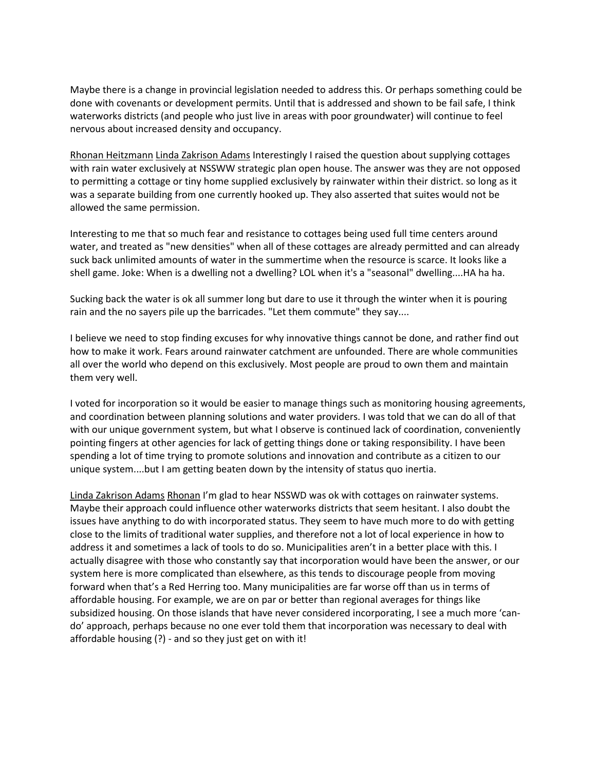Maybe there is a change in provincial legislation needed to address this. Or perhaps something could be done with covenants or development permits. Until that is addressed and shown to be fail safe, I think waterworks districts (and people who just live in areas with poor groundwater) will continue to feel nervous about increased density and occupancy.

Rhonan Heitzmann Linda Zakrison Adams Interestingly I raised the question about supplying cottages with rain water exclusively at NSSWW strategic plan open house. The answer was they are not opposed to permitting a cottage or tiny home supplied exclusively by rainwater within their district. so long as it was a separate building from one currently hooked up. They also asserted that suites would not be allowed the same permission.

Interesting to me that so much fear and resistance to cottages being used full time centers around water, and treated as "new densities" when all of these cottages are already permitted and can already suck back unlimited amounts of water in the summertime when the resource is scarce. It looks like a shell game. Joke: When is a dwelling not a dwelling? LOL when it's a "seasonal" dwelling....HA ha ha.

Sucking back the water is ok all summer long but dare to use it through the winter when it is pouring rain and the no sayers pile up the barricades. "Let them commute" they say....

I believe we need to stop finding excuses for why innovative things cannot be done, and rather find out how to make it work. Fears around rainwater catchment are unfounded. There are whole communities all over the world who depend on this exclusively. Most people are proud to own them and maintain them very well.

I voted for incorporation so it would be easier to manage things such as monitoring housing agreements, and coordination between planning solutions and water providers. I was told that we can do all of that with our unique government system, but what I observe is continued lack of coordination, conveniently pointing fingers at other agencies for lack of getting things done or taking responsibility. I have been spending a lot of time trying to promote solutions and innovation and contribute as a citizen to our unique system....but I am getting beaten down by the intensity of status quo inertia.

Linda Zakrison Adams Rhonan I'm glad to hear NSSWD was ok with cottages on rainwater systems. Maybe their approach could influence other waterworks districts that seem hesitant. I also doubt the issues have anything to do with incorporated status. They seem to have much more to do with getting close to the limits of traditional water supplies, and therefore not a lot of local experience in how to address it and sometimes a lack of tools to do so. Municipalities aren't in a better place with this. I actually disagree with those who constantly say that incorporation would have been the answer, or our system here is more complicated than elsewhere, as this tends to discourage people from moving forward when that's a Red Herring too. Many municipalities are far worse off than us in terms of affordable housing. For example, we are on par or better than regional averages for things like subsidized housing. On those islands that have never considered incorporating, I see a much more 'can-do' approach, perhaps because no one ever told them that incorporation was necessary to deal with affordable housing (?) - and so they just get on with it!